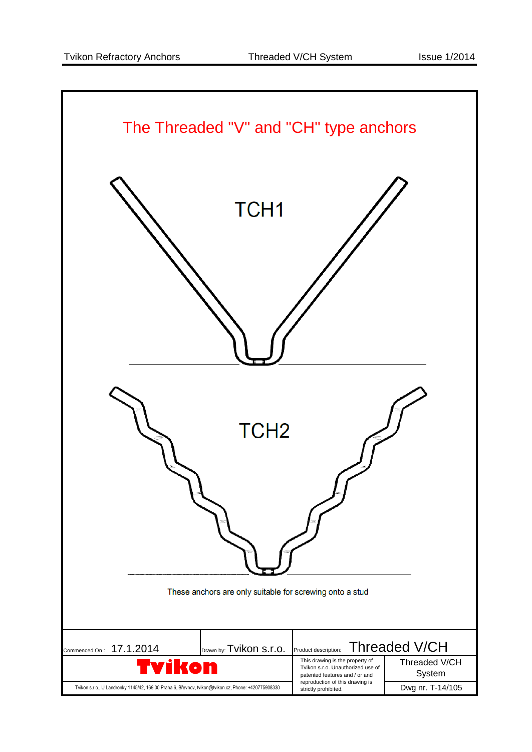# The Threaded "V" and "CH" type anchors

TCH1

TCH2

These anchors are only suitable for screwing onto a stud

| Commenced On : 17.1.2014 | Drawn by: Tvikon s.r.o. | Product description: Threaded V/CH | |
|---|---|---|---|
| Tvikon | | This drawing is the property of Tvikon s.r.o. Unauthorized use of patented features and / or and reproduction of this drawing is strictly prohibited. | Threaded V/CH System |
| Tvikon s.r.o., U Landronky 1145/42, 169 00 Praha 6, Břevnov, tvikon@tvikon.cz, Phone: +420775908330 | | | Dwg nr. T-14/105 |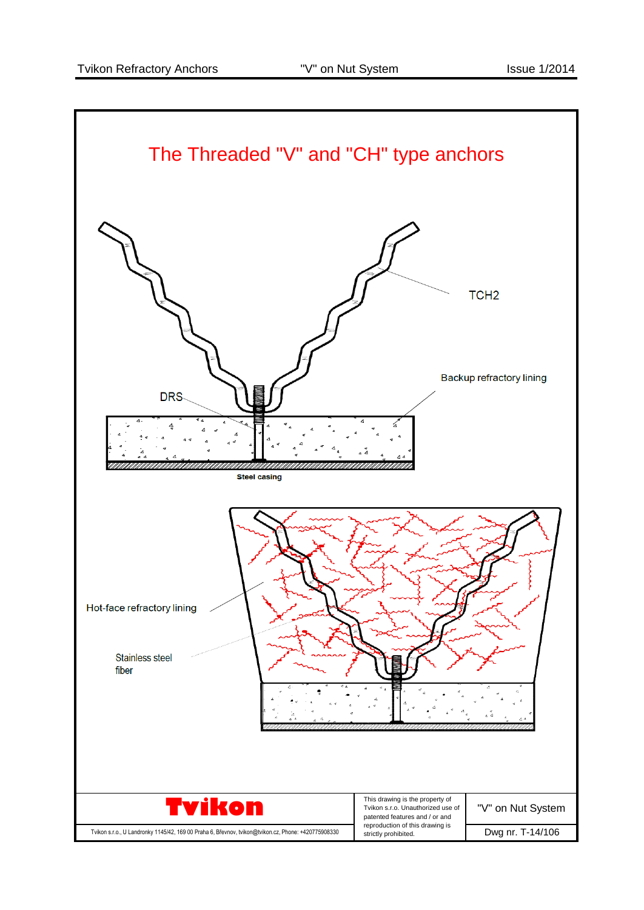# The Threaded "V" and "CH" type anchors

TCH2

DRS

Backup refractory lining

Steel casing

Hot-face refractory lining

Stainless steel fiber

**Tvikon**

Tvikon s.r.o., U Landronky 1145/42, 169 00 Praha 6, Břevnov, tvikon@tvikon.cz, Phone: +420775908330

This drawing is the property of Tvikon s.r.o. Unauthorized use of patented features and / or and reproduction of this drawing is strictly prohibited.

"V" on Nut System

Dwg nr. T-14/106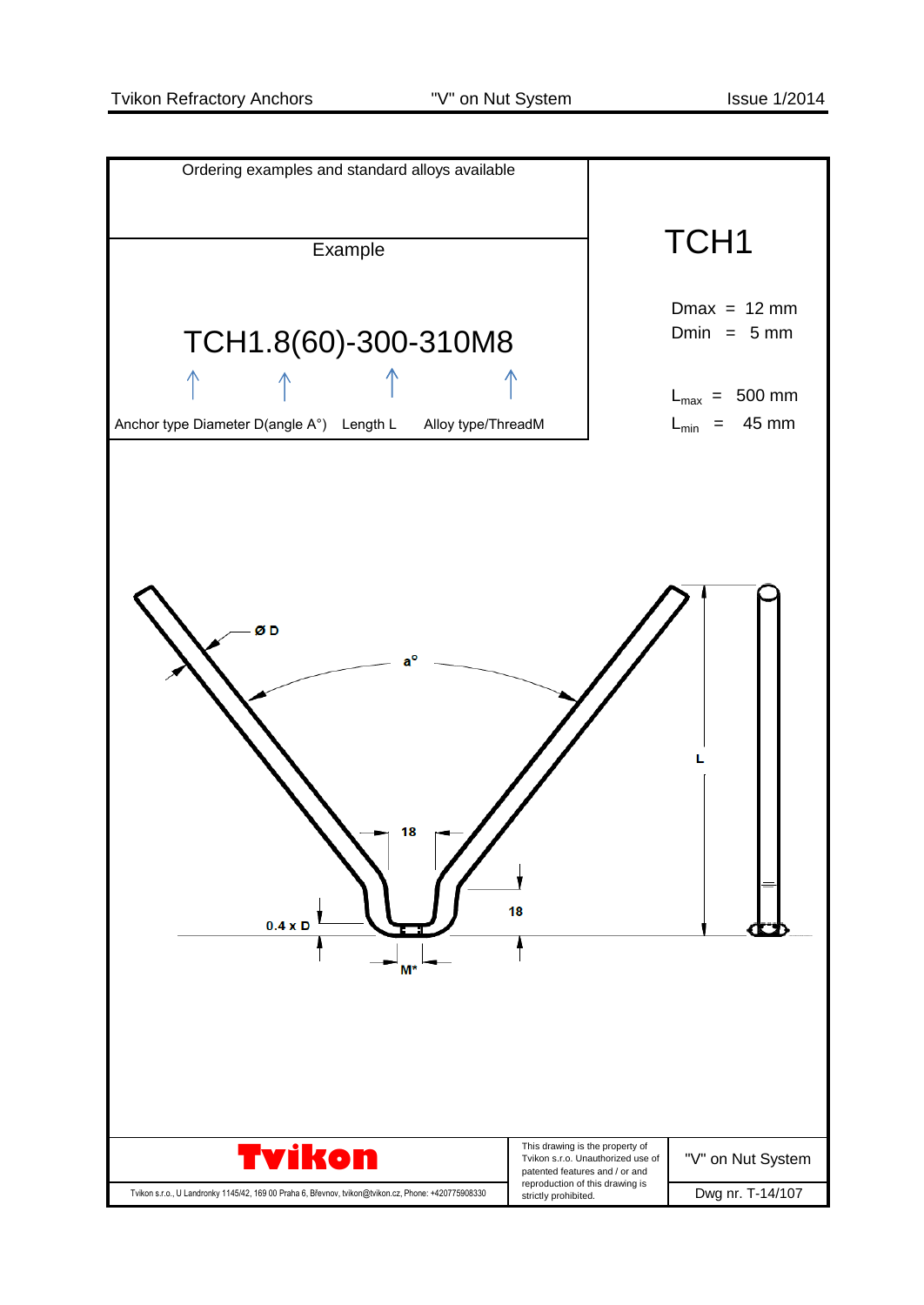Ordering examples and standard alloys available

Example

# TCH1.8(60)-300-310M8

Anchor type Diameter D(angle A°) Length L Alloy type/ThreadM

## TCH1

Dmax = 12 mm
Dmin = 5 mm

$L_{max}$ = 500 mm
$L_{min}$ = 45 mm

Ø D

a°

18

18

0.4 x D

M*

L

Tvikon

Tvikon s.r.o., U Landronky 1145/42, 169 00 Praha 6, Břevnov, tvikon@tvikon.cz, Phone: +420775908330

This drawing is the property of Tvikon s.r.o. Unauthorized use of patented features and / or and reproduction of this drawing is strictly prohibited.

"V" on Nut System

Dwg nr. T-14/107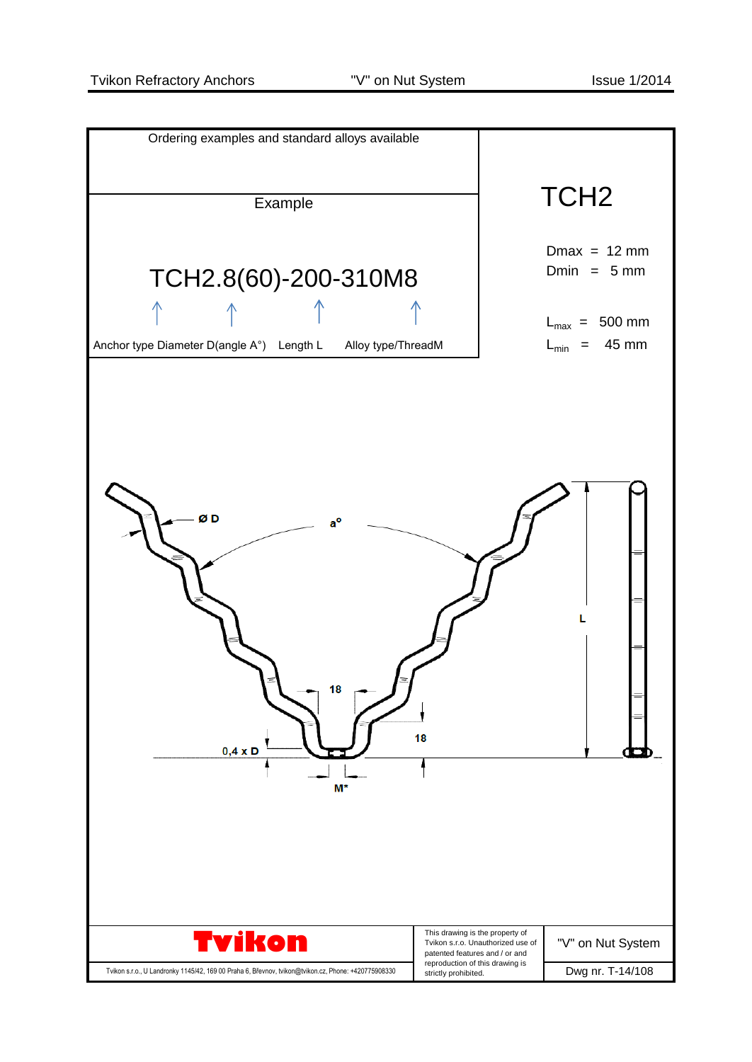Ordering examples and standard alloys available

## TCH2

$D_{max}$ = 12 mm
$D_{min}$ = 5 mm

$L_{max}$ = 500 mm
$L_{min}$ = 45 mm

### Example

**TCH2.8(60)-200-310M8**

↑ Anchor type ↑ Diameter D(angle A°) ↑ Length L ↑ Alloy type/ThreadM

Ø D

a°

L

18

18

0,4 x D

M*

**Tvikon**

Tvikon s.r.o., U Landronky 1145/42, 169 00 Praha 6, Břevnov, tvikon@tvikon.cz, Phone: +420775908330

This drawing is the property of Tvikon s.r.o. Unauthorized use of patented features and / or and reproduction of this drawing is strictly prohibited.

"V" on Nut System

Dwg nr. T-14/108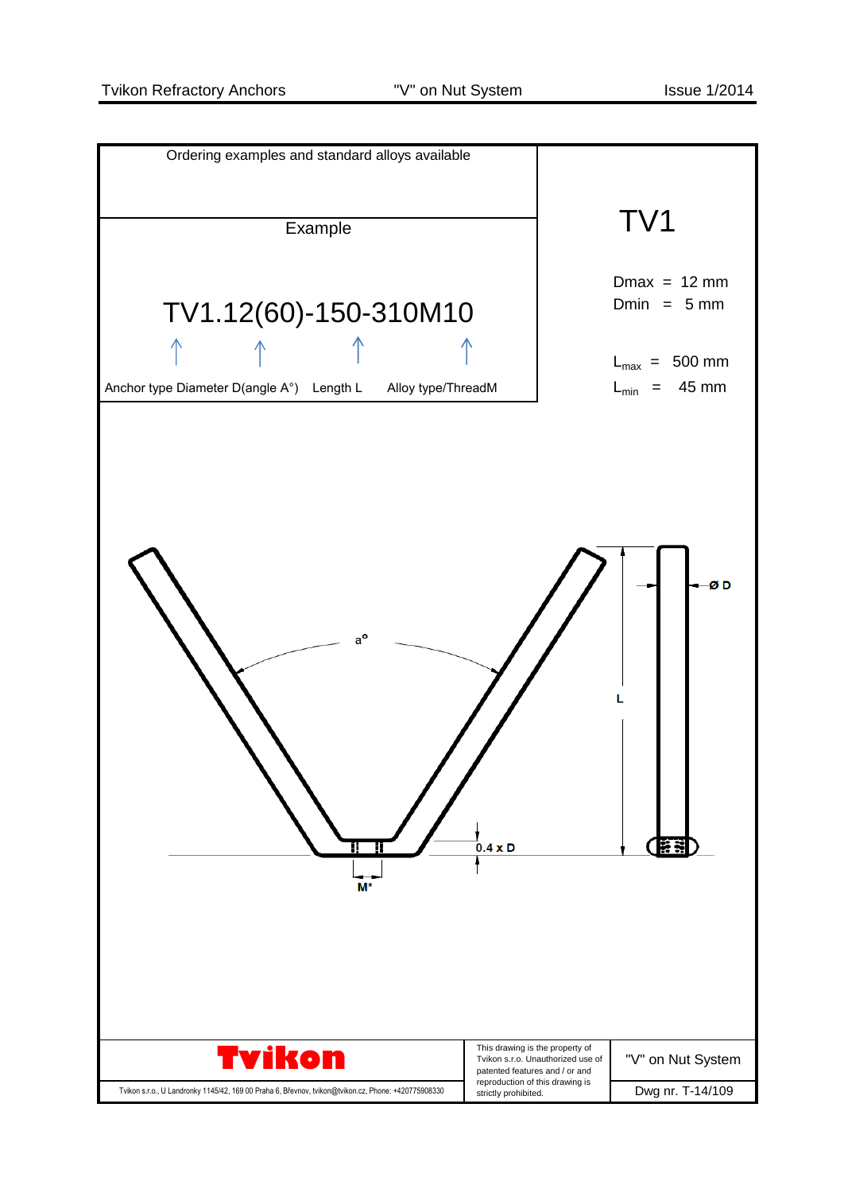Ordering examples and standard alloys available

Example

TV1.12(60)-150-310M10

Anchor type Diameter D(angle A°) Length L Alloy type/ThreadM

# TV1

Dmax = 12 mm

Dmin = 5 mm

$L_{max}$ = 500 mm

$L_{min}$ = 45 mm

a°

L

Ø D

0.4 x D

M*

Tvikon

Tvikon s.r.o., U Landronky 1145/42, 169 00 Praha 6, Břevnov, tvikon@tvikon.cz, Phone: +420775908330

This drawing is the property of Tvikon s.r.o. Unauthorized use of patented features and / or and reproduction of this drawing is strictly prohibited.

"V" on Nut System

Dwg nr. T-14/109